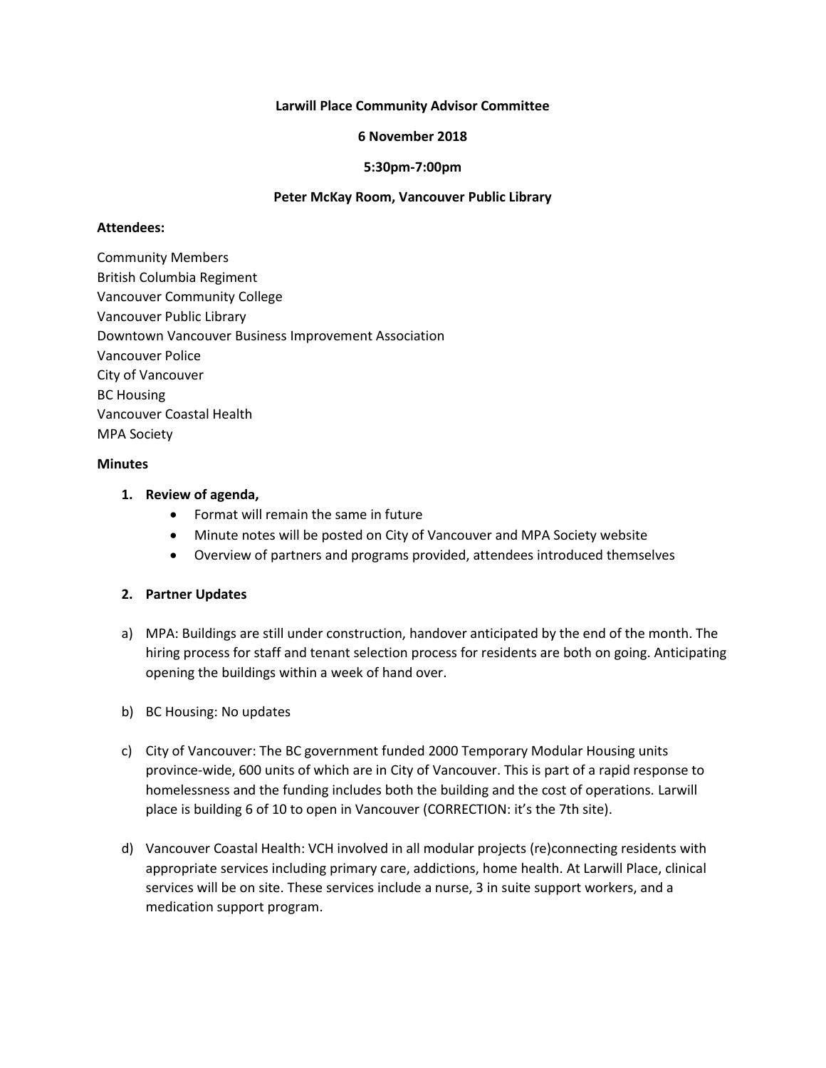**Larwill Place Community Advisor Committee**

**6 November 2018**

**5:30pm-7:00pm**

**Peter McKay Room, Vancouver Public Library**

**Attendees:**

Community Members
British Columbia Regiment
Vancouver Community College
Vancouver Public Library
Downtown Vancouver Business Improvement Association
Vancouver Police
City of Vancouver
BC Housing
Vancouver Coastal Health
MPA Society

**Minutes**

1. **Review of agenda,**
   - Format will remain the same in future
   - Minute notes will be posted on City of Vancouver and MPA Society website
   - Overview of partners and programs provided, attendees introduced themselves

2. **Partner Updates**

a) MPA: Buildings are still under construction, handover anticipated by the end of the month. The hiring process for staff and tenant selection process for residents are both on going. Anticipating opening the buildings within a week of hand over.

b) BC Housing: No updates

c) City of Vancouver: The BC government funded 2000 Temporary Modular Housing units province-wide, 600 units of which are in City of Vancouver. This is part of a rapid response to homelessness and the funding includes both the building and the cost of operations. Larwill place is building 6 of 10 to open in Vancouver (CORRECTION: it's the 7th site).

d) Vancouver Coastal Health: VCH involved in all modular projects (re)connecting residents with appropriate services including primary care, addictions, home health. At Larwill Place, clinical services will be on site. These services include a nurse, 3 in suite support workers, and a medication support program.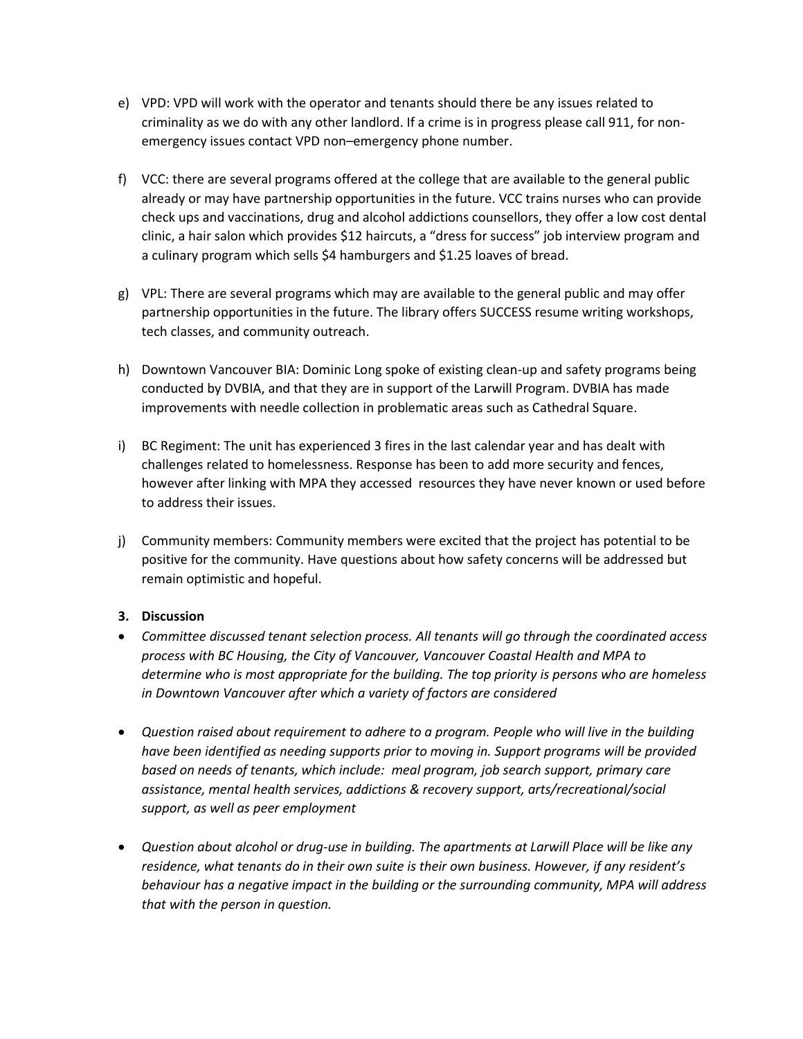e) VPD: VPD will work with the operator and tenants should there be any issues related to criminality as we do with any other landlord. If a crime is in progress please call 911, for non-emergency issues contact VPD non–emergency phone number.

f) VCC: there are several programs offered at the college that are available to the general public already or may have partnership opportunities in the future. VCC trains nurses who can provide check ups and vaccinations, drug and alcohol addictions counsellors, they offer a low cost dental clinic, a hair salon which provides $12 haircuts, a "dress for success" job interview program and a culinary program which sells $4 hamburgers and $1.25 loaves of bread.

g) VPL: There are several programs which may are available to the general public and may offer partnership opportunities in the future. The library offers SUCCESS resume writing workshops, tech classes, and community outreach.

h) Downtown Vancouver BIA: Dominic Long spoke of existing clean-up and safety programs being conducted by DVBIA, and that they are in support of the Larwill Program. DVBIA has made improvements with needle collection in problematic areas such as Cathedral Square.

i) BC Regiment: The unit has experienced 3 fires in the last calendar year and has dealt with challenges related to homelessness. Response has been to add more security and fences, however after linking with MPA they accessed resources they have never known or used before to address their issues.

j) Community members: Community members were excited that the project has potential to be positive for the community. Have questions about how safety concerns will be addressed but remain optimistic and hopeful.

**3. Discussion**

- *Committee discussed tenant selection process. All tenants will go through the coordinated access process with BC Housing, the City of Vancouver, Vancouver Coastal Health and MPA to determine who is most appropriate for the building. The top priority is persons who are homeless in Downtown Vancouver after which a variety of factors are considered*

- *Question raised about requirement to adhere to a program. People who will live in the building have been identified as needing supports prior to moving in. Support programs will be provided based on needs of tenants, which include: meal program, job search support, primary care assistance, mental health services, addictions & recovery support, arts/recreational/social support, as well as peer employment*

- *Question about alcohol or drug-use in building. The apartments at Larwill Place will be like any residence, what tenants do in their own suite is their own business. However, if any resident's behaviour has a negative impact in the building or the surrounding community, MPA will address that with the person in question.*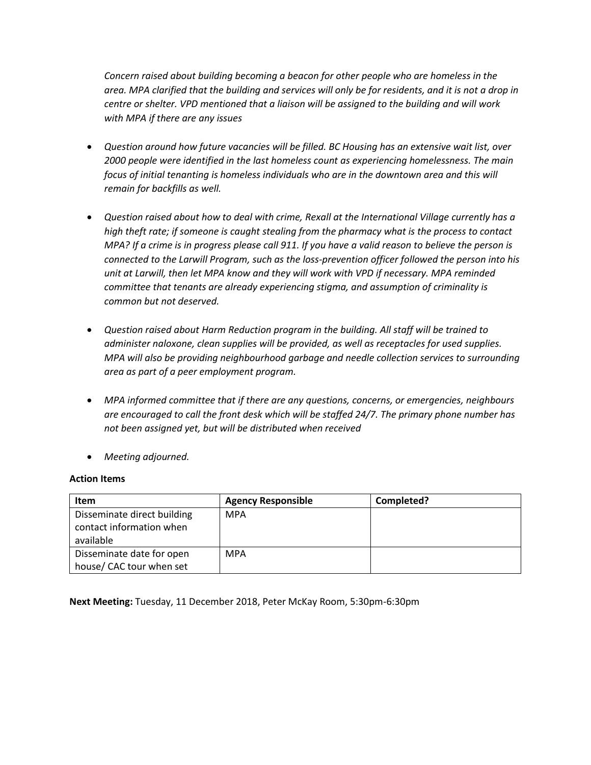*Concern raised about building becoming a beacon for other people who are homeless in the area. MPA clarified that the building and services will only be for residents, and it is not a drop in centre or shelter. VPD mentioned that a liaison will be assigned to the building and will work with MPA if there are any issues*

- *Question around how future vacancies will be filled. BC Housing has an extensive wait list, over 2000 people were identified in the last homeless count as experiencing homelessness. The main focus of initial tenanting is homeless individuals who are in the downtown area and this will remain for backfills as well.*

- *Question raised about how to deal with crime, Rexall at the International Village currently has a high theft rate; if someone is caught stealing from the pharmacy what is the process to contact MPA? If a crime is in progress please call 911. If you have a valid reason to believe the person is connected to the Larwill Program, such as the loss-prevention officer followed the person into his unit at Larwill, then let MPA know and they will work with VPD if necessary. MPA reminded committee that tenants are already experiencing stigma, and assumption of criminality is common but not deserved.*

- *Question raised about Harm Reduction program in the building. All staff will be trained to administer naloxone, clean supplies will be provided, as well as receptacles for used supplies. MPA will also be providing neighbourhood garbage and needle collection services to surrounding area as part of a peer employment program.*

- *MPA informed committee that if there are any questions, concerns, or emergencies, neighbours are encouraged to call the front desk which will be staffed 24/7. The primary phone number has not been assigned yet, but will be distributed when received*

- *Meeting adjourned.*

**Action Items**

| Item | Agency Responsible | Completed? |
|---|---|---|
| Disseminate direct building contact information when available | MPA | |
| Disseminate date for open house/ CAC tour when set | MPA | |

**Next Meeting:** Tuesday, 11 December 2018, Peter McKay Room, 5:30pm-6:30pm